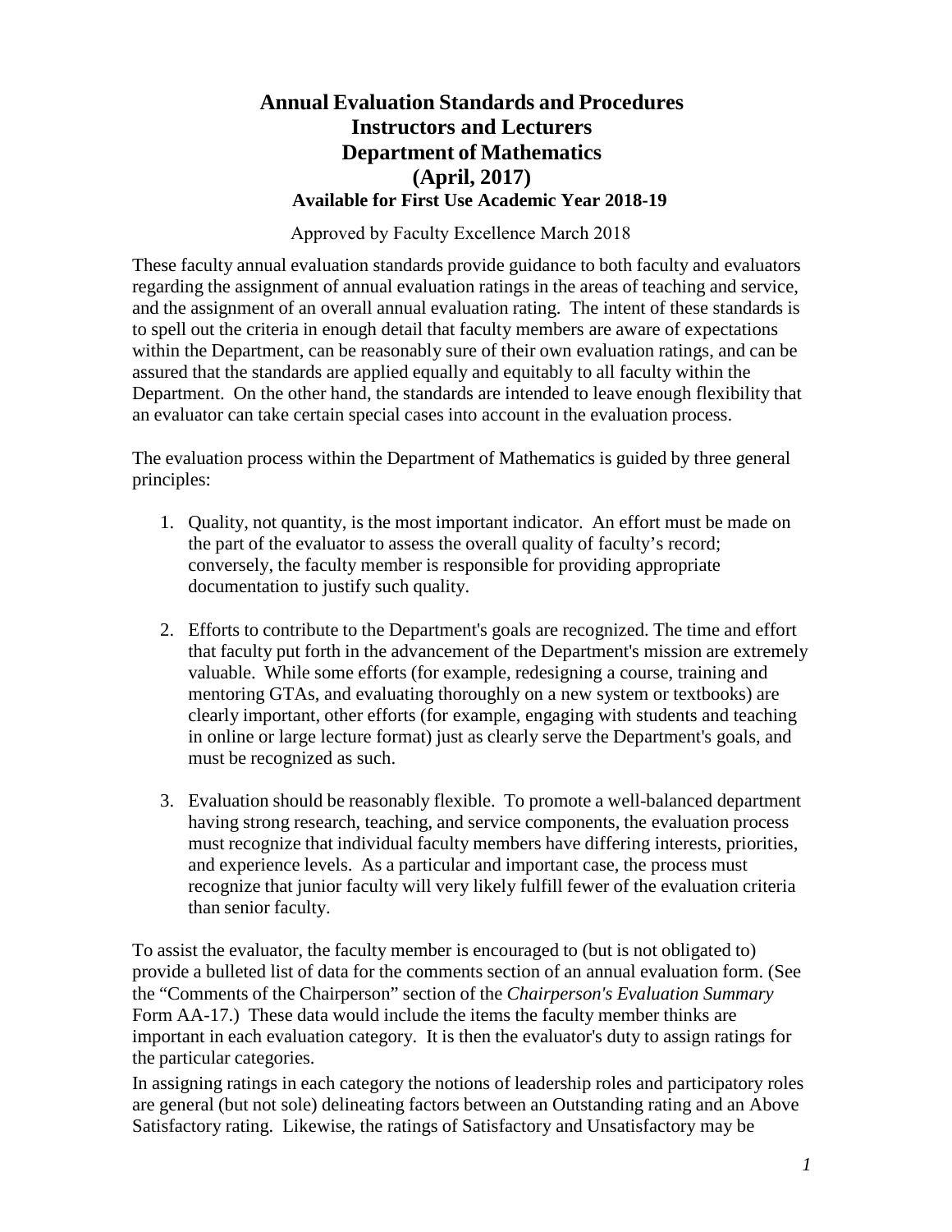# Annual Evaluation Standards and Procedures
# Instructors and Lecturers
# Department of Mathematics
# (April, 2017)
### Available for First Use Academic Year 2018-19

Approved by Faculty Excellence March 2018

These faculty annual evaluation standards provide guidance to both faculty and evaluators regarding the assignment of annual evaluation ratings in the areas of teaching and service, and the assignment of an overall annual evaluation rating. The intent of these standards is to spell out the criteria in enough detail that faculty members are aware of expectations within the Department, can be reasonably sure of their own evaluation ratings, and can be assured that the standards are applied equally and equitably to all faculty within the Department. On the other hand, the standards are intended to leave enough flexibility that an evaluator can take certain special cases into account in the evaluation process.

The evaluation process within the Department of Mathematics is guided by three general principles:

1. Quality, not quantity, is the most important indicator. An effort must be made on the part of the evaluator to assess the overall quality of faculty's record; conversely, the faculty member is responsible for providing appropriate documentation to justify such quality.

2. Efforts to contribute to the Department's goals are recognized. The time and effort that faculty put forth in the advancement of the Department's mission are extremely valuable. While some efforts (for example, redesigning a course, training and mentoring GTAs, and evaluating thoroughly on a new system or textbooks) are clearly important, other efforts (for example, engaging with students and teaching in online or large lecture format) just as clearly serve the Department's goals, and must be recognized as such.

3. Evaluation should be reasonably flexible. To promote a well-balanced department having strong research, teaching, and service components, the evaluation process must recognize that individual faculty members have differing interests, priorities, and experience levels. As a particular and important case, the process must recognize that junior faculty will very likely fulfill fewer of the evaluation criteria than senior faculty.

To assist the evaluator, the faculty member is encouraged to (but is not obligated to) provide a bulleted list of data for the comments section of an annual evaluation form. (See the "Comments of the Chairperson" section of the *Chairperson's Evaluation Summary* Form AA-17.) These data would include the items the faculty member thinks are important in each evaluation category. It is then the evaluator's duty to assign ratings for the particular categories.

In assigning ratings in each category the notions of leadership roles and participatory roles are general (but not sole) delineating factors between an Outstanding rating and an Above Satisfactory rating. Likewise, the ratings of Satisfactory and Unsatisfactory may be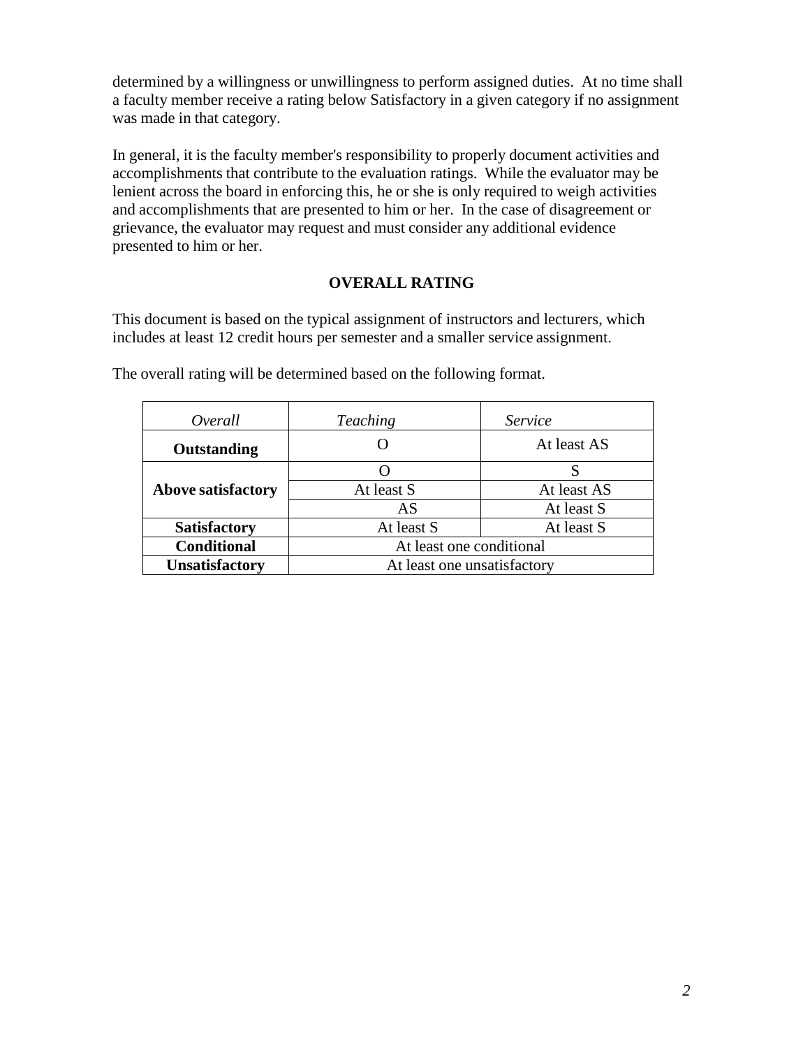determined by a willingness or unwillingness to perform assigned duties. At no time shall a faculty member receive a rating below Satisfactory in a given category if no assignment was made in that category.

In general, it is the faculty member's responsibility to properly document activities and accomplishments that contribute to the evaluation ratings. While the evaluator may be lenient across the board in enforcing this, he or she is only required to weigh activities and accomplishments that are presented to him or her. In the case of disagreement or grievance, the evaluator may request and must consider any additional evidence presented to him or her.

## OVERALL RATING

This document is based on the typical assignment of instructors and lecturers, which includes at least 12 credit hours per semester and a smaller service assignment.

The overall rating will be determined based on the following format.

| *Overall* | *Teaching* | *Service* |
|---|---|---|
| **Outstanding** | O | At least AS |
| **Above satisfactory** | O | S |
| | At least S | At least AS |
| | AS | At least S |
| **Satisfactory** | At least S | At least S |
| **Conditional** | At least one conditional | |
| **Unsatisfactory** | At least one unsatisfactory | |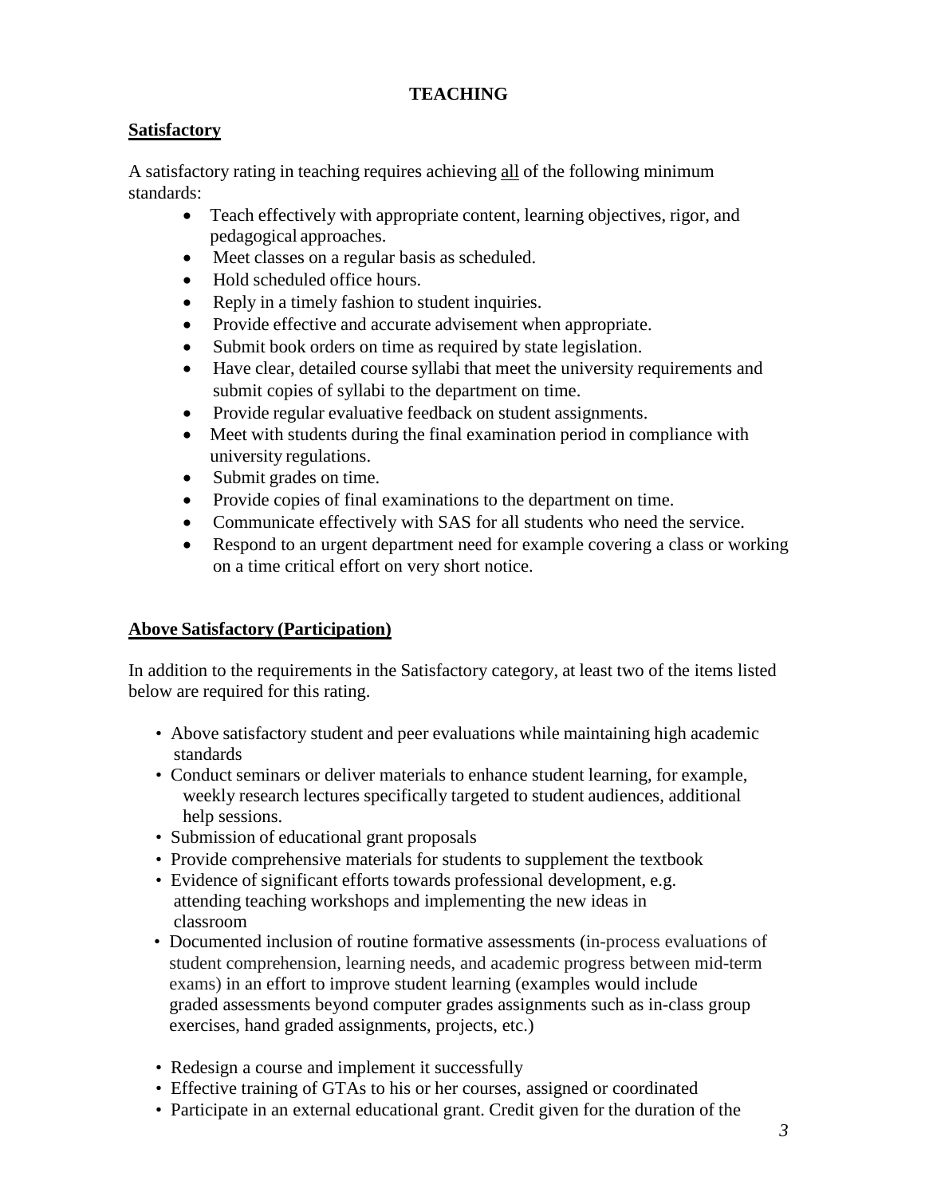## TEACHING

### Satisfactory

A satisfactory rating in teaching requires achieving all of the following minimum standards:

- Teach effectively with appropriate content, learning objectives, rigor, and pedagogical approaches.
- Meet classes on a regular basis as scheduled.
- Hold scheduled office hours.
- Reply in a timely fashion to student inquiries.
- Provide effective and accurate advisement when appropriate.
- Submit book orders on time as required by state legislation.
- Have clear, detailed course syllabi that meet the university requirements and submit copies of syllabi to the department on time.
- Provide regular evaluative feedback on student assignments.
- Meet with students during the final examination period in compliance with university regulations.
- Submit grades on time.
- Provide copies of final examinations to the department on time.
- Communicate effectively with SAS for all students who need the service.
- Respond to an urgent department need for example covering a class or working on a time critical effort on very short notice.

### Above Satisfactory (Participation)

In addition to the requirements in the Satisfactory category, at least two of the items listed below are required for this rating.

- Above satisfactory student and peer evaluations while maintaining high academic standards
- Conduct seminars or deliver materials to enhance student learning, for example, weekly research lectures specifically targeted to student audiences, additional help sessions.
- Submission of educational grant proposals
- Provide comprehensive materials for students to supplement the textbook
- Evidence of significant efforts towards professional development, e.g. attending teaching workshops and implementing the new ideas in classroom
- Documented inclusion of routine formative assessments (in-process evaluations of student comprehension, learning needs, and academic progress between mid-term exams) in an effort to improve student learning (examples would include graded assessments beyond computer grades assignments such as in-class group exercises, hand graded assignments, projects, etc.)
- Redesign a course and implement it successfully
- Effective training of GTAs to his or her courses, assigned or coordinated
- Participate in an external educational grant. Credit given for the duration of the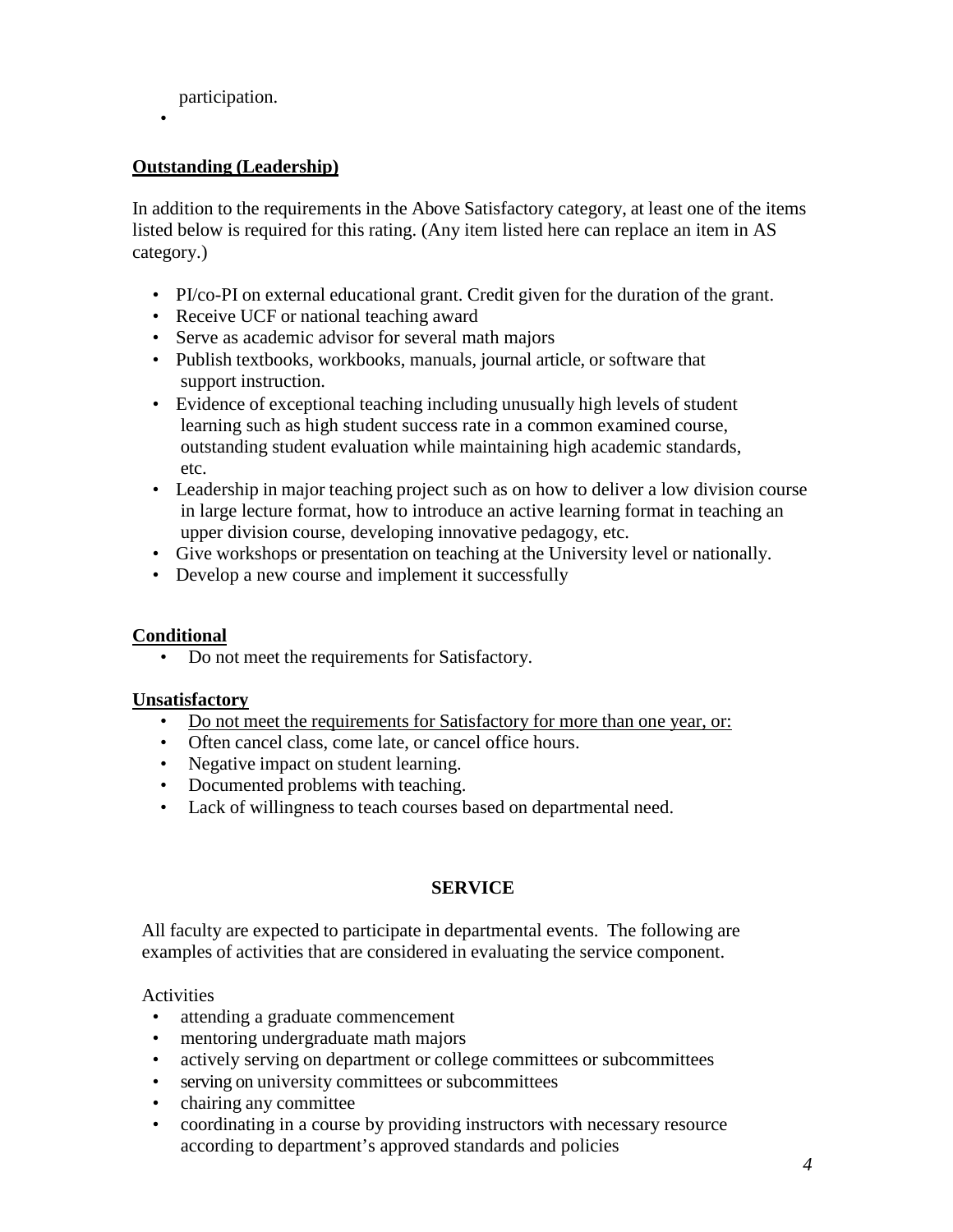participation.

- 

**Outstanding (Leadership)**

In addition to the requirements in the Above Satisfactory category, at least one of the items listed below is required for this rating. (Any item listed here can replace an item in AS category.)

- PI/co-PI on external educational grant. Credit given for the duration of the grant.
- Receive UCF or national teaching award
- Serve as academic advisor for several math majors
- Publish textbooks, workbooks, manuals, journal article, or software that support instruction.
- Evidence of exceptional teaching including unusually high levels of student learning such as high student success rate in a common examined course, outstanding student evaluation while maintaining high academic standards, etc.
- Leadership in major teaching project such as on how to deliver a low division course in large lecture format, how to introduce an active learning format in teaching an upper division course, developing innovative pedagogy, etc.
- Give workshops or presentation on teaching at the University level or nationally.
- Develop a new course and implement it successfully

**Conditional**

- Do not meet the requirements for Satisfactory.

**Unsatisfactory**

- Do not meet the requirements for Satisfactory for more than one year, or:
- Often cancel class, come late, or cancel office hours.
- Negative impact on student learning.
- Documented problems with teaching.
- Lack of willingness to teach courses based on departmental need.

## SERVICE

All faculty are expected to participate in departmental events. The following are examples of activities that are considered in evaluating the service component.

Activities

- attending a graduate commencement
- mentoring undergraduate math majors
- actively serving on department or college committees or subcommittees
- serving on university committees or subcommittees
- chairing any committee
- coordinating in a course by providing instructors with necessary resource according to department's approved standards and policies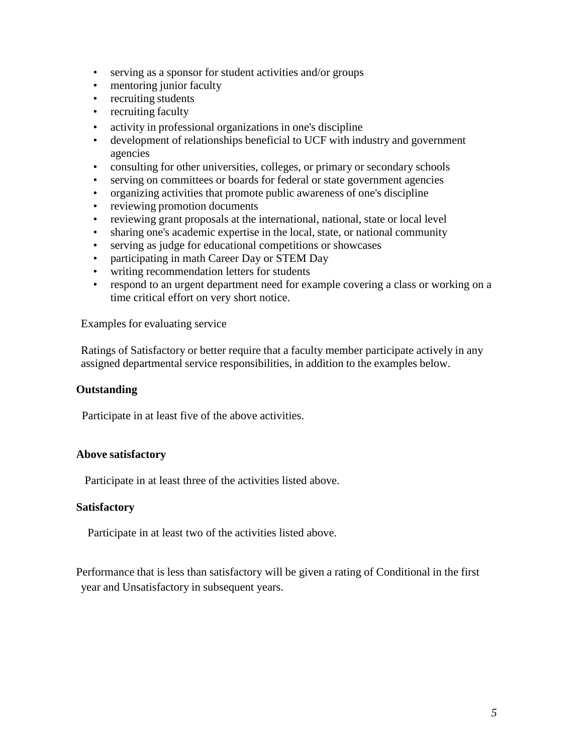- serving as a sponsor for student activities and/or groups
- mentoring junior faculty
- recruiting students
- recruiting faculty
- activity in professional organizations in one's discipline
- development of relationships beneficial to UCF with industry and government agencies
- consulting for other universities, colleges, or primary or secondary schools
- serving on committees or boards for federal or state government agencies
- organizing activities that promote public awareness of one's discipline
- reviewing promotion documents
- reviewing grant proposals at the international, national, state or local level
- sharing one's academic expertise in the local, state, or national community
- serving as judge for educational competitions or showcases
- participating in math Career Day or STEM Day
- writing recommendation letters for students
- respond to an urgent department need for example covering a class or working on a time critical effort on very short notice.

Examples for evaluating service

Ratings of Satisfactory or better require that a faculty member participate actively in any assigned departmental service responsibilities, in addition to the examples below.

**Outstanding**

Participate in at least five of the above activities.

**Above satisfactory**

Participate in at least three of the activities listed above.

**Satisfactory**

Participate in at least two of the activities listed above.

Performance that is less than satisfactory will be given a rating of Conditional in the first year and Unsatisfactory in subsequent years.